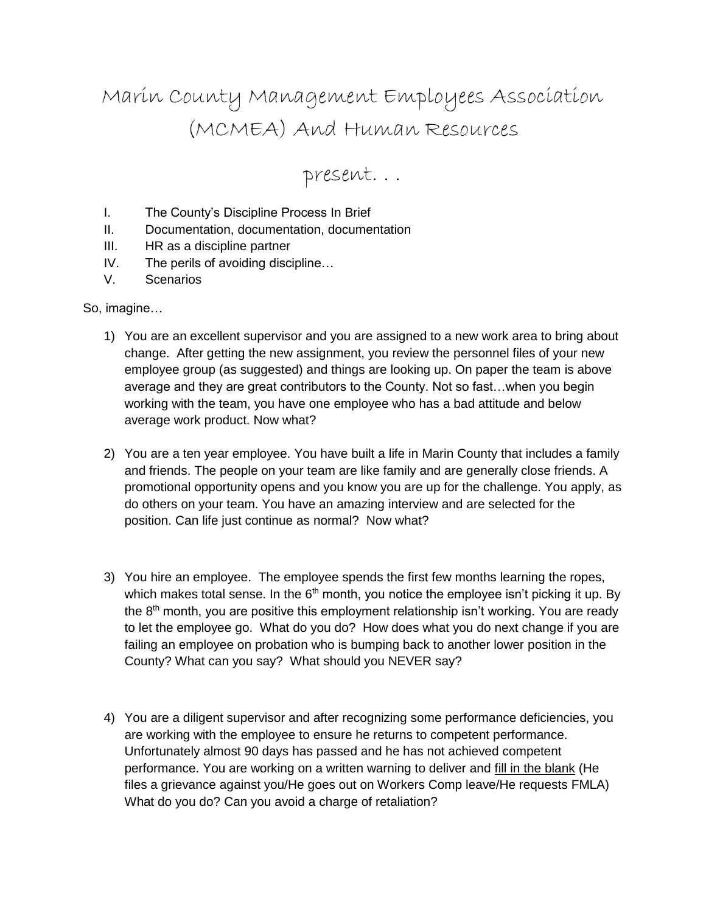# Marin County Management Employees Association (MCMEA) And Human Resources

## present. . .

I. The County's Discipline Process In Brief
II. Documentation, documentation, documentation
III. HR as a discipline partner
IV. The perils of avoiding discipline…
V. Scenarios

So, imagine…

1) You are an excellent supervisor and you are assigned to a new work area to bring about change. After getting the new assignment, you review the personnel files of your new employee group (as suggested) and things are looking up. On paper the team is above average and they are great contributors to the County. Not so fast…when you begin working with the team, you have one employee who has a bad attitude and below average work product. Now what?

2) You are a ten year employee. You have built a life in Marin County that includes a family and friends. The people on your team are like family and are generally close friends. A promotional opportunity opens and you know you are up for the challenge. You apply, as do others on your team. You have an amazing interview and are selected for the position. Can life just continue as normal? Now what?

3) You hire an employee. The employee spends the first few months learning the ropes, which makes total sense. In the 6th month, you notice the employee isn't picking it up. By the 8th month, you are positive this employment relationship isn't working. You are ready to let the employee go. What do you do? How does what you do next change if you are failing an employee on probation who is bumping back to another lower position in the County? What can you say? What should you NEVER say?

4) You are a diligent supervisor and after recognizing some performance deficiencies, you are working with the employee to ensure he returns to competent performance. Unfortunately almost 90 days has passed and he has not achieved competent performance. You are working on a written warning to deliver and <u>fill in the blank</u> (He files a grievance against you/He goes out on Workers Comp leave/He requests FMLA) What do you do? Can you avoid a charge of retaliation?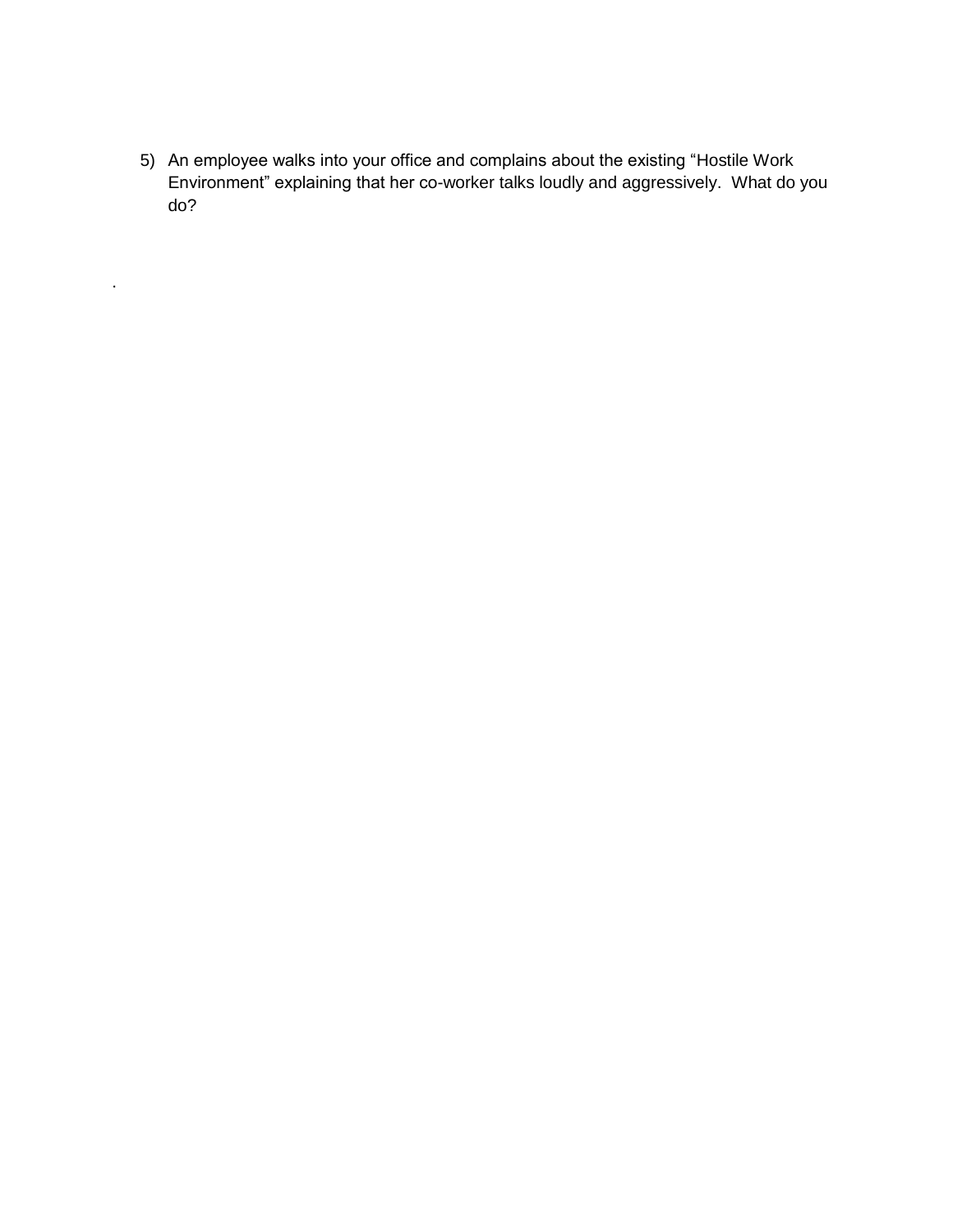5) An employee walks into your office and complains about the existing "Hostile Work Environment" explaining that her co-worker talks loudly and aggressively. What do you do?

.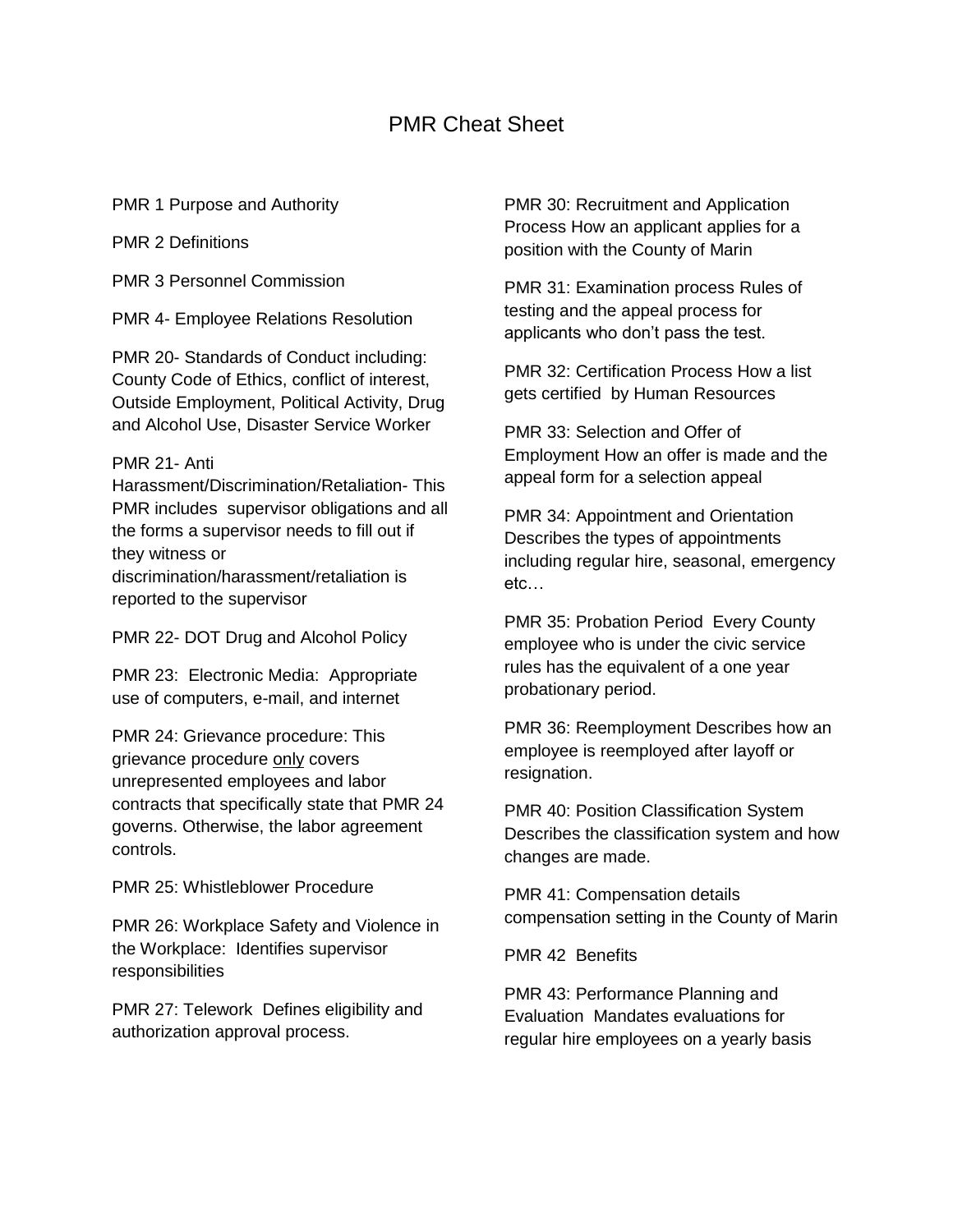# PMR Cheat Sheet

PMR 1 Purpose and Authority

PMR 2 Definitions

PMR 3 Personnel Commission

PMR 4- Employee Relations Resolution

PMR 20- Standards of Conduct including: County Code of Ethics, conflict of interest, Outside Employment, Political Activity, Drug and Alcohol Use, Disaster Service Worker

PMR 21- Anti Harassment/Discrimination/Retaliation- This PMR includes supervisor obligations and all the forms a supervisor needs to fill out if they witness or discrimination/harassment/retaliation is reported to the supervisor

PMR 22- DOT Drug and Alcohol Policy

PMR 23: Electronic Media: Appropriate use of computers, e-mail, and internet

PMR 24: Grievance procedure: This grievance procedure <u>only</u> covers unrepresented employees and labor contracts that specifically state that PMR 24 governs. Otherwise, the labor agreement controls.

PMR 25: Whistleblower Procedure

PMR 26: Workplace Safety and Violence in the Workplace: Identifies supervisor responsibilities

PMR 27: Telework Defines eligibility and authorization approval process.

PMR 30: Recruitment and Application Process How an applicant applies for a position with the County of Marin

PMR 31: Examination process Rules of testing and the appeal process for applicants who don't pass the test.

PMR 32: Certification Process How a list gets certified by Human Resources

PMR 33: Selection and Offer of Employment How an offer is made and the appeal form for a selection appeal

PMR 34: Appointment and Orientation Describes the types of appointments including regular hire, seasonal, emergency etc…

PMR 35: Probation Period Every County employee who is under the civic service rules has the equivalent of a one year probationary period.

PMR 36: Reemployment Describes how an employee is reemployed after layoff or resignation.

PMR 40: Position Classification System Describes the classification system and how changes are made.

PMR 41: Compensation details compensation setting in the County of Marin

PMR 42 Benefits

PMR 43: Performance Planning and Evaluation Mandates evaluations for regular hire employees on a yearly basis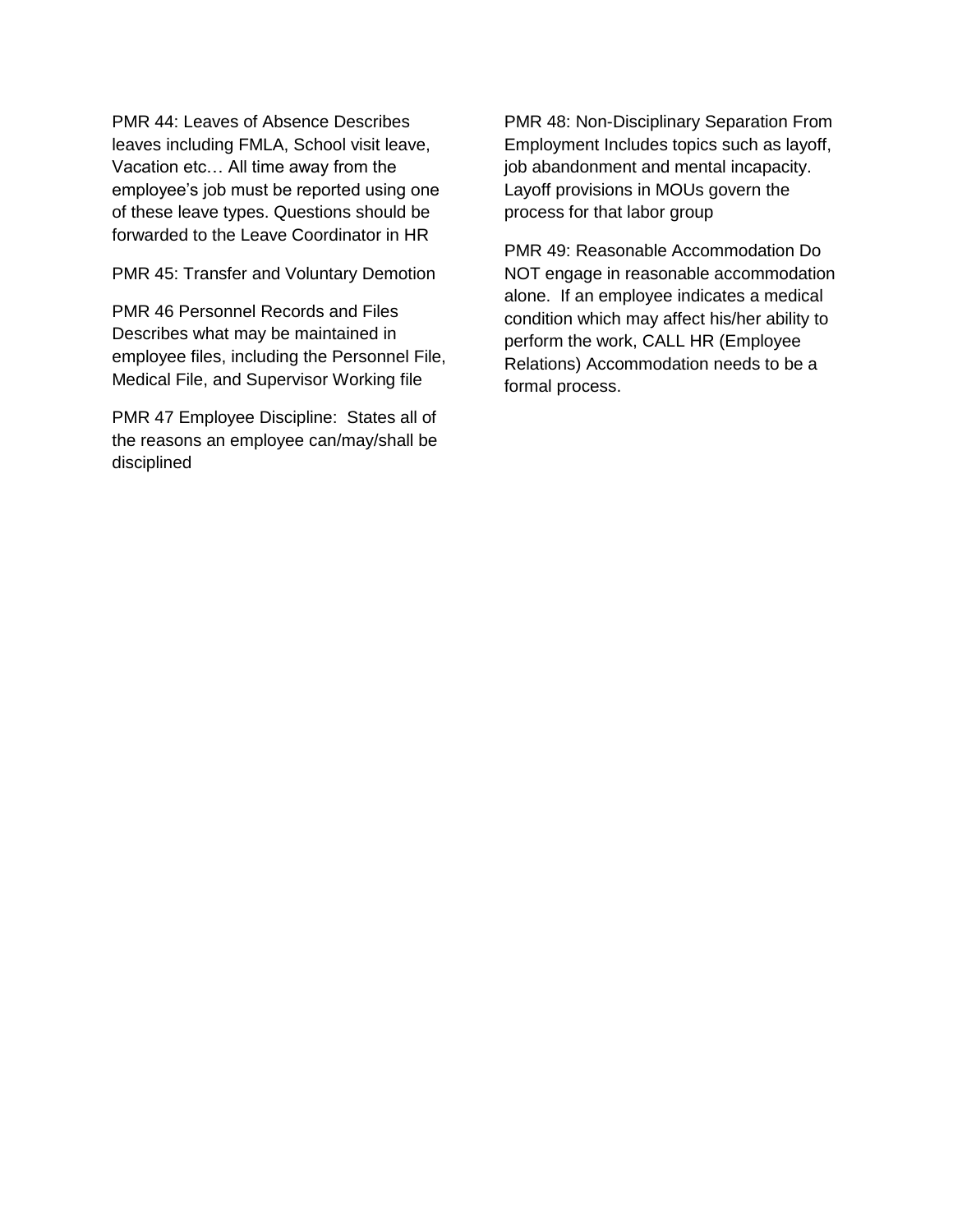PMR 44: Leaves of Absence Describes leaves including FMLA, School visit leave, Vacation etc… All time away from the employee's job must be reported using one of these leave types. Questions should be forwarded to the Leave Coordinator in HR

PMR 45: Transfer and Voluntary Demotion

PMR 46 Personnel Records and Files Describes what may be maintained in employee files, including the Personnel File, Medical File, and Supervisor Working file

PMR 47 Employee Discipline: States all of the reasons an employee can/may/shall be disciplined

PMR 48: Non-Disciplinary Separation From Employment Includes topics such as layoff, job abandonment and mental incapacity. Layoff provisions in MOUs govern the process for that labor group

PMR 49: Reasonable Accommodation Do NOT engage in reasonable accommodation alone. If an employee indicates a medical condition which may affect his/her ability to perform the work, CALL HR (Employee Relations) Accommodation needs to be a formal process.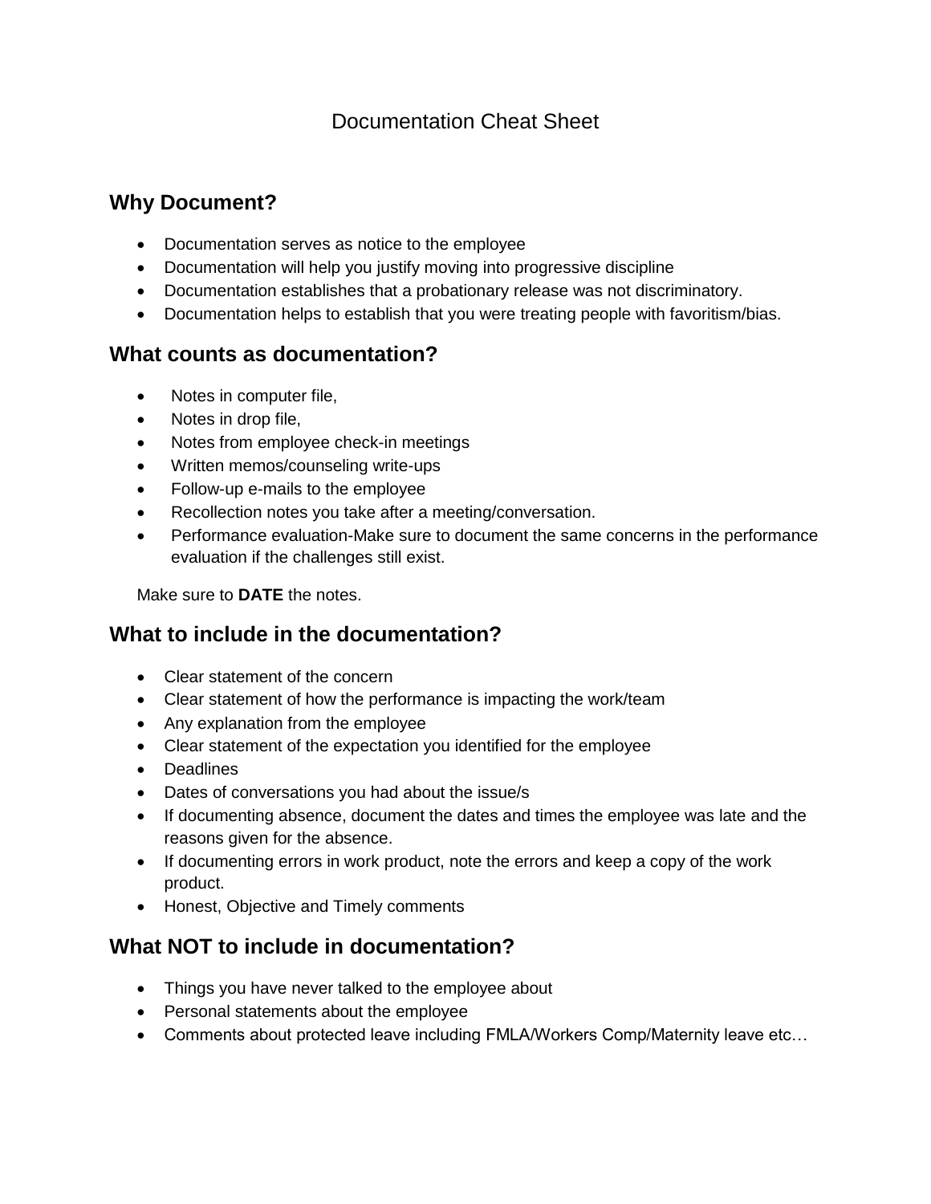# Documentation Cheat Sheet

## Why Document?

- Documentation serves as notice to the employee
- Documentation will help you justify moving into progressive discipline
- Documentation establishes that a probationary release was not discriminatory.
- Documentation helps to establish that you were treating people with favoritism/bias.

## What counts as documentation?

- Notes in computer file,
- Notes in drop file,
- Notes from employee check-in meetings
- Written memos/counseling write-ups
- Follow-up e-mails to the employee
- Recollection notes you take after a meeting/conversation.
- Performance evaluation-Make sure to document the same concerns in the performance evaluation if the challenges still exist.

Make sure to **DATE** the notes.

## What to include in the documentation?

- Clear statement of the concern
- Clear statement of how the performance is impacting the work/team
- Any explanation from the employee
- Clear statement of the expectation you identified for the employee
- Deadlines
- Dates of conversations you had about the issue/s
- If documenting absence, document the dates and times the employee was late and the reasons given for the absence.
- If documenting errors in work product, note the errors and keep a copy of the work product.
- Honest, Objective and Timely comments

## What NOT to include in documentation?

- Things you have never talked to the employee about
- Personal statements about the employee
- Comments about protected leave including FMLA/Workers Comp/Maternity leave etc…